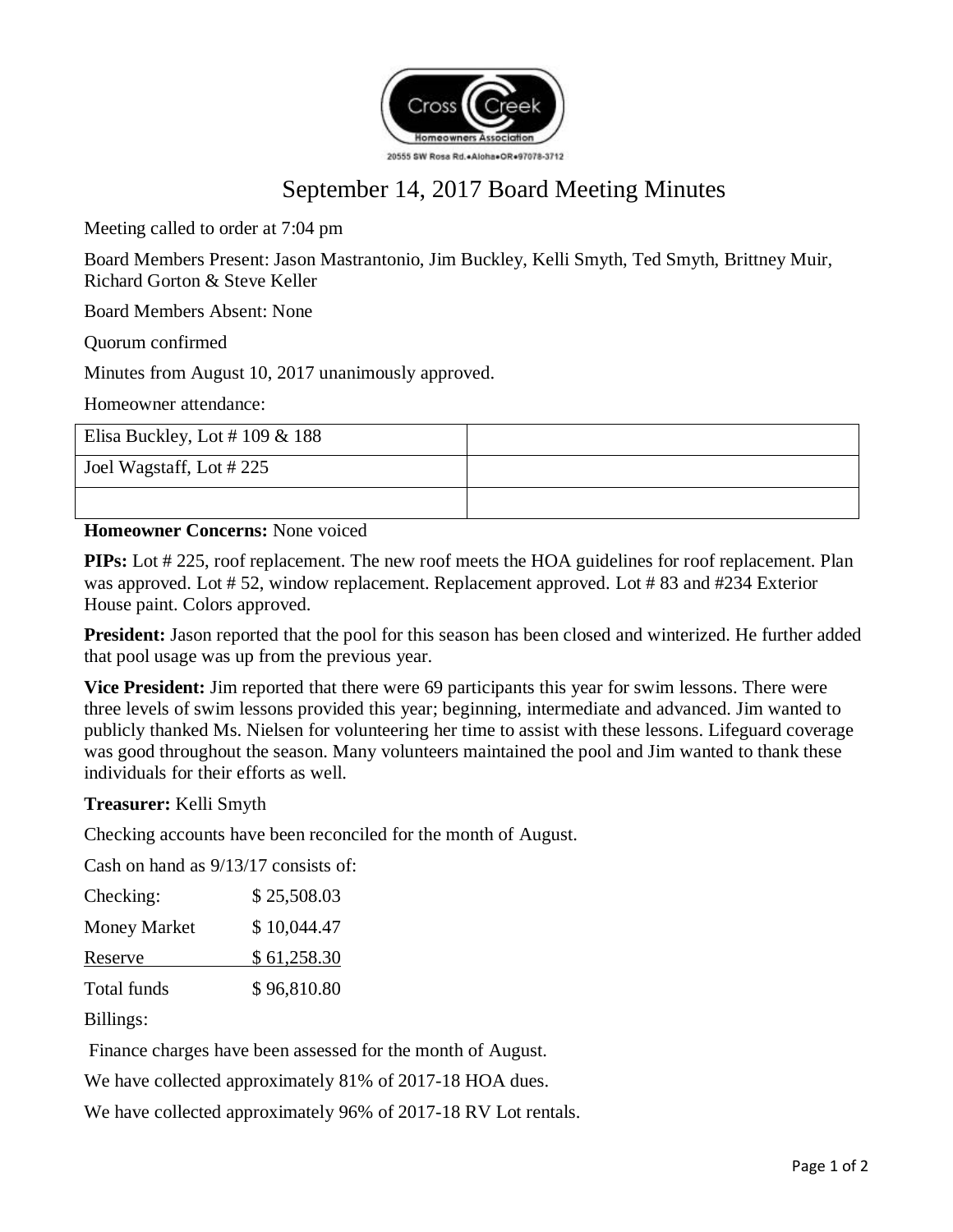Cross Creek Homeowners Association

20555 SW Rosa Rd.•Aloha•OR•97078-3712

# September 14, 2017 Board Meeting Minutes

Meeting called to order at 7:04 pm

Board Members Present: Jason Mastrantonio, Jim Buckley, Kelli Smyth, Ted Smyth, Brittney Muir, Richard Gorton & Steve Keller

Board Members Absent: None

Quorum confirmed

Minutes from August 10, 2017 unanimously approved.

Homeowner attendance:

| | |
|---|---|
| Elisa Buckley, Lot # 109 & 188 | |
| Joel Wagstaff, Lot # 225 | |
| | |

**Homeowner Concerns:** None voiced

**PIPs:** Lot # 225, roof replacement. The new roof meets the HOA guidelines for roof replacement. Plan was approved. Lot # 52, window replacement. Replacement approved. Lot # 83 and #234 Exterior House paint. Colors approved.

**President:** Jason reported that the pool for this season has been closed and winterized. He further added that pool usage was up from the previous year.

**Vice President:** Jim reported that there were 69 participants this year for swim lessons. There were three levels of swim lessons provided this year; beginning, intermediate and advanced. Jim wanted to publicly thanked Ms. Nielsen for volunteering her time to assist with these lessons. Lifeguard coverage was good throughout the season. Many volunteers maintained the pool and Jim wanted to thank these individuals for their efforts as well.

**Treasurer:** Kelli Smyth

Checking accounts have been reconciled for the month of August.

Cash on hand as 9/13/17 consists of:

| | |
|---|---|
| Checking: | $ 25,508.03 |
| Money Market | $ 10,044.47 |
| Reserve | $ 61,258.30 |
| Total funds | $ 96,810.80 |

Billings:

Finance charges have been assessed for the month of August.

We have collected approximately 81% of 2017-18 HOA dues.

We have collected approximately 96% of 2017-18 RV Lot rentals.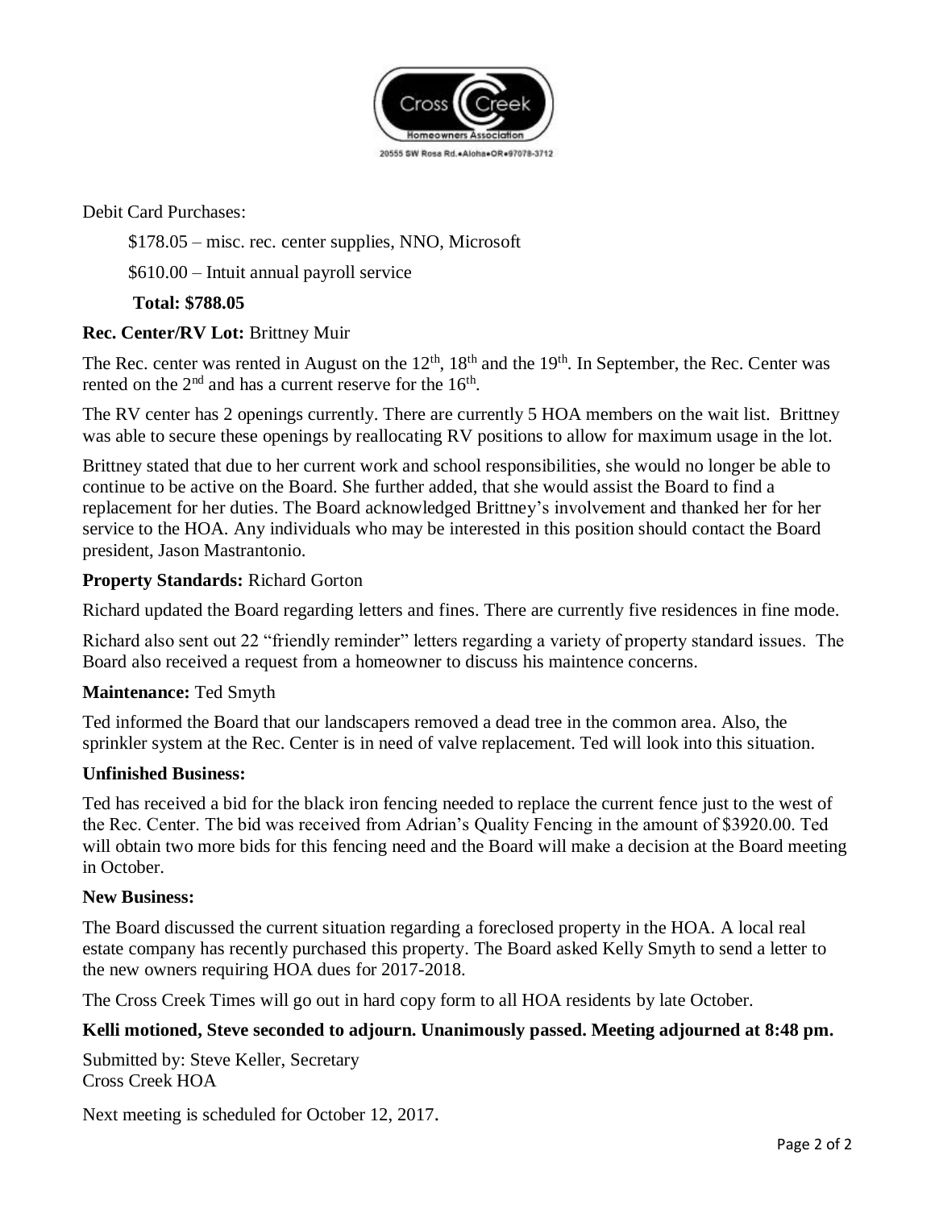Cross Creek Homeowners Association
20555 SW Rosa Rd.•Aloha•OR•97078-3712

Debit Card Purchases:

$178.05 – misc. rec. center supplies, NNO, Microsoft

$610.00 – Intuit annual payroll service

**Total: $788.05**

**Rec. Center/RV Lot:** Brittney Muir

The Rec. center was rented in August on the 12th, 18th and the 19th. In September, the Rec. Center was rented on the 2nd and has a current reserve for the 16th.

The RV center has 2 openings currently. There are currently 5 HOA members on the wait list. Brittney was able to secure these openings by reallocating RV positions to allow for maximum usage in the lot.

Brittney stated that due to her current work and school responsibilities, she would no longer be able to continue to be active on the Board. She further added, that she would assist the Board to find a replacement for her duties. The Board acknowledged Brittney's involvement and thanked her for her service to the HOA. Any individuals who may be interested in this position should contact the Board president, Jason Mastrantonio.

**Property Standards:** Richard Gorton

Richard updated the Board regarding letters and fines. There are currently five residences in fine mode.

Richard also sent out 22 "friendly reminder" letters regarding a variety of property standard issues. The Board also received a request from a homeowner to discuss his maintence concerns.

**Maintenance:** Ted Smyth

Ted informed the Board that our landscapers removed a dead tree in the common area. Also, the sprinkler system at the Rec. Center is in need of valve replacement. Ted will look into this situation.

**Unfinished Business:**

Ted has received a bid for the black iron fencing needed to replace the current fence just to the west of the Rec. Center. The bid was received from Adrian's Quality Fencing in the amount of $3920.00. Ted will obtain two more bids for this fencing need and the Board will make a decision at the Board meeting in October.

**New Business:**

The Board discussed the current situation regarding a foreclosed property in the HOA. A local real estate company has recently purchased this property. The Board asked Kelly Smyth to send a letter to the new owners requiring HOA dues for 2017-2018.

The Cross Creek Times will go out in hard copy form to all HOA residents by late October.

**Kelli motioned, Steve seconded to adjourn. Unanimously passed. Meeting adjourned at 8:48 pm.**

Submitted by: Steve Keller, Secretary
Cross Creek HOA

Next meeting is scheduled for October 12, 2017.